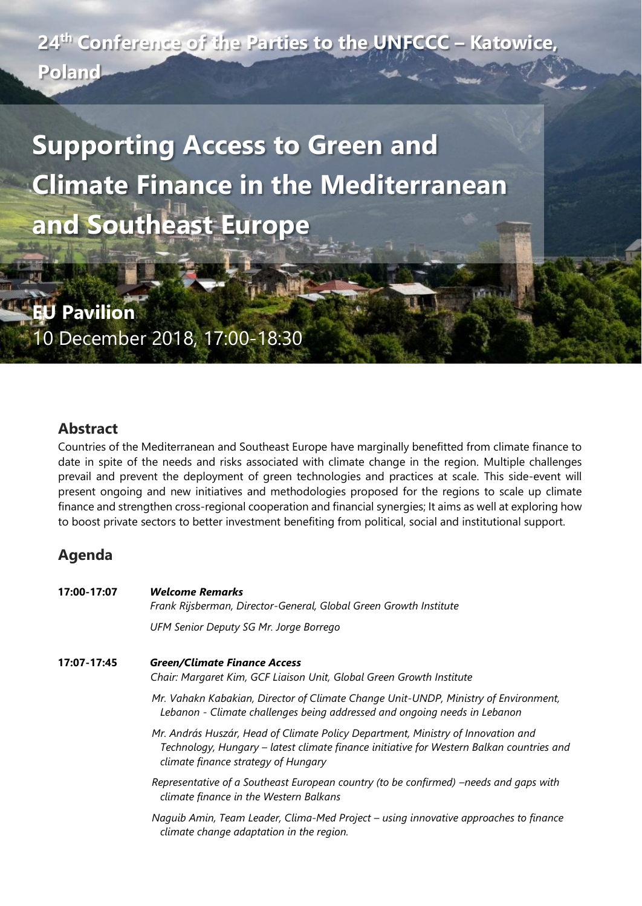24th Conference of the Parties to the UNFCCC – Katowice, Poland

# Supporting Access to Green and Climate Finance in the Mediterranean and Southeast Europe

**EU Pavilion**

10 December 2018, 17:00-18:30

## Abstract

Countries of the Mediterranean and Southeast Europe have marginally benefitted from climate finance to date in spite of the needs and risks associated with climate change in the region. Multiple challenges prevail and prevent the deployment of green technologies and practices at scale. This side-event will present ongoing and new initiatives and methodologies proposed for the regions to scale up climate finance and strengthen cross-regional cooperation and financial synergies; It aims as well at exploring how to boost private sectors to better investment benefiting from political, social and institutional support.

## Agenda

**17:00-17:07** ***Welcome Remarks***

*Frank Rijsberman, Director-General, Global Green Growth Institute*

*UFM Senior Deputy SG Mr. Jorge Borrego*

**17:07-17:45** ***Green/Climate Finance Access***

*Chair: Margaret Kim, GCF Liaison Unit, Global Green Growth Institute*

*Mr. Vahakn Kabakian, Director of Climate Change Unit-UNDP, Ministry of Environment, Lebanon - Climate challenges being addressed and ongoing needs in Lebanon*

*Mr. András Huszár, Head of Climate Policy Department, Ministry of Innovation and Technology, Hungary – latest climate finance initiative for Western Balkan countries and climate finance strategy of Hungary*

*Representative of a Southeast European country (to be confirmed) –needs and gaps with climate finance in the Western Balkans*

*Naguib Amin, Team Leader, Clima-Med Project – using innovative approaches to finance climate change adaptation in the region.*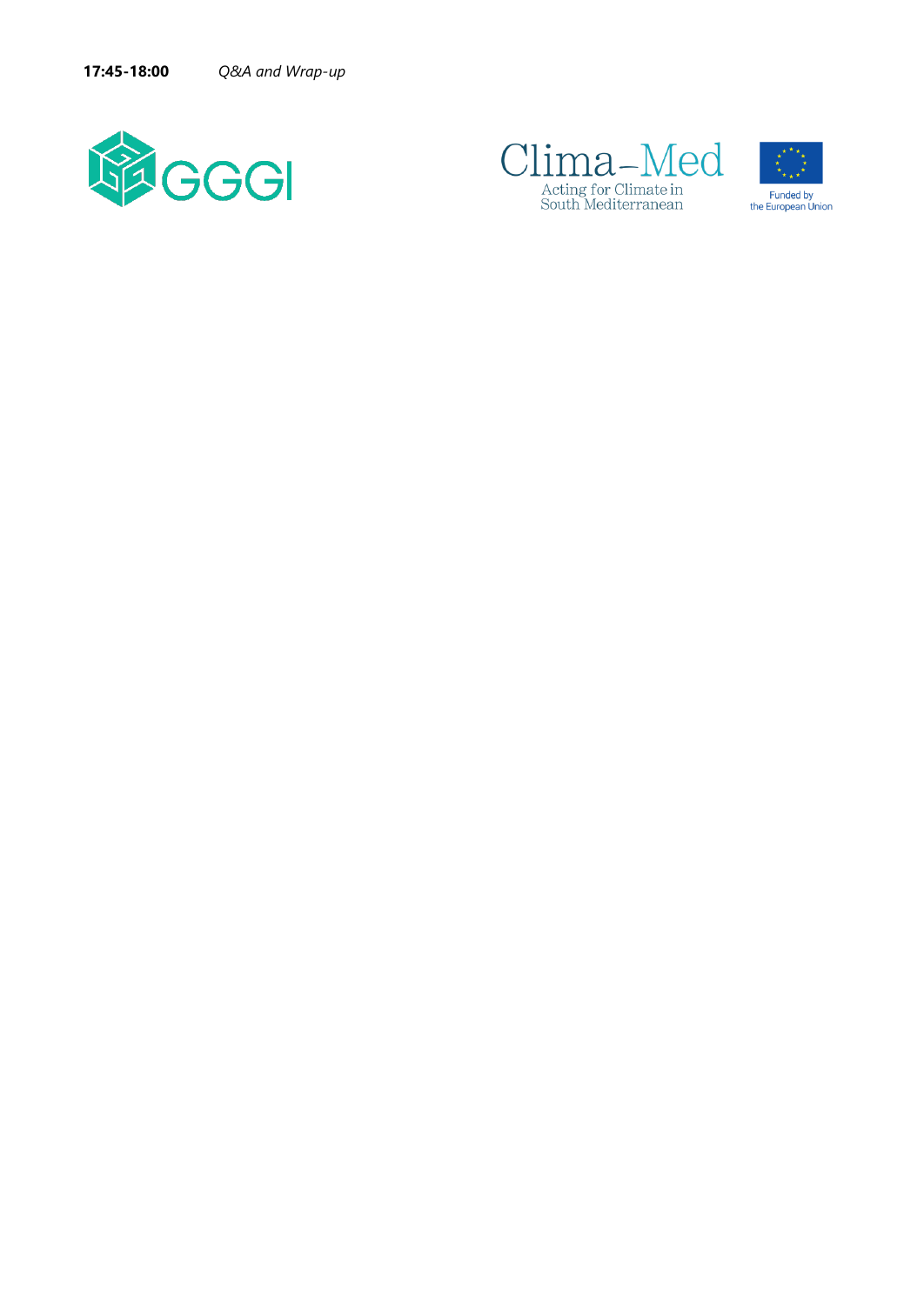**17:45-18:00** *Q&A and Wrap-up*

GGGI

Clima-Med
Acting for Climate in South Mediterranean

Funded by the European Union